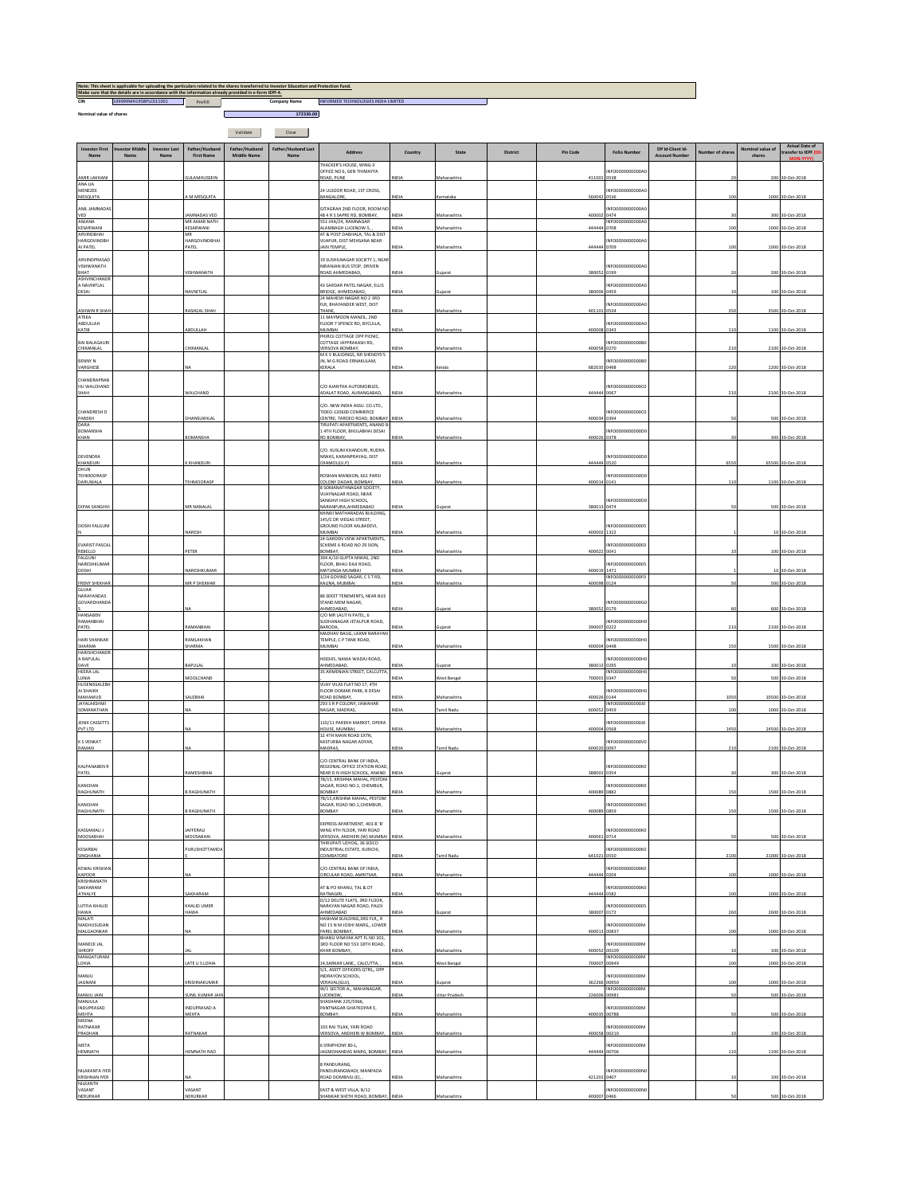Note: This sheet is applicable for uploading the particulars related to the shares transferred to Investor Education and Protection Fund.
Make sure that the details are in accordance with the information already provided in e-form IEPF-4.

CIN: L99999MH1958PLC011001 | Prefill | Company Name: INFORMED TECHNOLOGIES INDIA LIMITED

Nominal value of shares: 172330.00

Validate | Clear

| Investor First Name | Investor Middle Name | Investor Last Name | Father/Husband First Name | Father/Husband Middle Name | Father/Husband Last Name | Address | Country | State | District | Pin Code | Folio Number | DP Id-Client Id-Account Number | Number of shares | Nominal value of shares | Actual Date of transfer to IEPF (DD-MON-YYYY) |
|---|---|---|---|---|---|---|---|---|---|---|---|---|---|---|---|
| AMIR LAKHANI | | | GULAMHUSSEIN | | | THACKER'S HOUSE, WING-3 OFFICE NO 6, GEN THIMAYYA ROAD, PUNE | INDIA | Maharashtra | | 411001 | INFO0000000000A00538 | | 20 | 200 | 30-Oct-2018 |
| ANA LIA MENEZEE MESQUITA | | | A M MESQUITA | | | 24 ULSOOR ROAD, 1ST CROSS, BANGALORE, | INDIA | Karnataka | | 560042 | INFO0000000000A00136 | | 100 | 1000 | 30-Oct-2018 |
| ANIL JAMNADAS VED | | | JAMNADAS VED | | | GITAGRAH 2ND FLOOR, ROOM NO 48 4 R S SAPRE RD, BOMBAY, | INDIA | Maharashtra | | 400002 | INFO0000000000A00474 | | 30 | 300 | 30-Oct-2018 |
| ANJANA KESARWANI | | | MR AMAR NATH KESARWANI | | | 551 JHA/24, RAMNAGAR ALAMBAGH LUCKNOW-5, , | INDIA | Maharashtra | | 444444 | INFO0000000000A00708 | | 100 | 1000 | 30-Oct-2018 |
| ARVINDBHAI HARGOVINDBHAI PATEL | | | MR HARGOVINDBHAI PATEL | | | AT & POST DABHALA, TAL & DIST VIJAPUR, DIST MEHSANA NEAR JAIN TEMPLE, | INDIA | Maharashtra | | 444444 | INFO0000000000A00709 | | 100 | 1000 | 30-Oct-2018 |
| ARVINDPRASAD VISHWANATH BHAT | | | VISHWANATH | | | 19 SUSHILNAGAR SOCIETY 1, NEAR NIRANJAN BUS STOP, DRIVEN ROAD AHMEDABAD, | INDIA | Gujarat | | 380052 | INFO0000000000A00199 | | 20 | 200 | 30-Oct-2018 |
| ASHVINCHANDRA NAVNITLAL DESAI | | | NAVNITLAL | | | 43 SARDAR PATEL NAGAR, ELLIS BRIDGE, AHMEDABAD, | INDIA | Gujarat | | 380006 | INFO0000000000A00459 | | 10 | 100 | 30-Oct-2018 |
| ASHWIN R SHAH | | | RASIKLAL SHAH | | | 24 MAHESH NAGAR NO 2 3RD FLR, BHAYANDER WEST, DIST THANE, | INDIA | Maharashtra | | 401101 | INFO0000000000A00534 | | 350 | 3500 | 30-Oct-2018 |
| ATEKA ABDULLAH KATIB | | | ABDULLAH | | | 11 MAYMOON MANZIL, 2ND FLOOR 7 SPENCE RD, BYCULLA, MUMBAI | INDIA | Maharashtra | | 400008 | INFO0000000000A00343 | | 110 | 1100 | 30-Oct-2018 |
| BAI BALAGAURI CHIMANLAL | | | CHIMANLAL | | | PHIROJ COTTAGE OPP PICNIC, COTTAGE JAYPRAKASH RD, VERSOVA BOMBAY, | INDIA | Maharashtra | | 400058 | INFO0000000000B00270 | | 210 | 2100 | 30-Oct-2018 |
| BENNY N VARGHESE | | | NA | | | M K V BUILDINGS, NR SHENOYS'S JN, M G ROAD ERNAKULAM, KERALA | INDIA | Kerala | | 682035 | INFO0000000000B00498 | | 120 | 1200 | 30-Oct-2018 |
| CHANDRAPRABHU WALCHAND SHAH | | | WALCHAND | | | C/O AJANTHA AUTOMOBILES, ADALAT ROAD, AURANGABAD, | INDIA | Maharashtra | | 444444 | INFO0000000000C00067 | | 210 | 2100 | 30-Oct-2018 |
| CHANDRESH D PAREKH | | | DHANSUKHLAL | | | C/O. NEW INDIA ASSU. CO.LTD., TIDEO-120600 COMMERCE CENTRE, TARDEO ROAD, BOMBAY | INDIA | Maharashtra | | 400034 | INFO0000000000C00394 | | 50 | 500 | 30-Oct-2018 |
| DARA BOMANSHA KHAN | | | BOMANSHA | | | TIRUPATI APARTMENTS, ANAND B-1 4TH FLOOR, BHULABHAI DESAI RD BOMBAY, | INDIA | Maharashtra | | 400026 | INFO0000000000D00378 | | 30 | 300 | 30-Oct-2018 |
| DEVENDRA KHANDURI | | | K KHANDURI | | | C/O. KUSUM KHANDURI, RUDRA NIWAS, KARANPRAYAG, DIST CHAMOLI(U.P) | INDIA | Maharashtra | | 444444 | INFO0000000000D00520 | | 6550 | 65500 | 30-Oct-2018 |
| DHUN TEHMOORASP DARUWALA | | | TEHMOORASP | | | ROSHAN MANSION, 661 PARSI COLONY DADAR, BOMBAY, | INDIA | Maharashtra | | 400014 | INFO0000000000D00141 | | 110 | 1100 | 30-Oct-2018 |
| DIPAK SANGHVI | | | MR NANALAL | | | 8 SOMANATHNAGAR SOCIETY, VIJAYNAGAR ROAD, NEAR SANGHVI HIGH SCHOOL, NARANPURA AHMEDABAD | INDIA | Gujarat | | 380013 | INFO0000000000D00474 | | 50 | 500 | 30-Oct-2018 |
| DOSHI FALGUNI N | | | NARESH | | | KHIMJI MATHARADAS BUILDING, 145/C DR VIEGAS STREET, GROUND FLOOR KALBADEVI, MUMBAI | INDIA | Maharashtra | | 400002 | INFO0000000000S01322 | | 1 | 10 | 30-Oct-2018 |
| EVARIST PASCAL REBELLO | | | PETER | | | 24 GARDEN VIEW APARTMENTS, SCHEME 6 ROAD NO 29 SION, BOMBAY, | INDIA | Maharashtra | | 400022 | INFO0000000000E00041 | | 10 | 100 | 30-Oct-2018 |
| FALGUNI NARESHKUMAR DOSHI | | | NARESHKUMAR | | | 594 A/10 GUPTA NIWAS, 2ND FLOOR, BHAU DAJI ROAD, MATUNGA MUMBAI | INDIA | Maharashtra | | 400019 | INFO0000000000S01471 | | 1 | 10 | 30-Oct-2018 |
| FREDY SHEKHAR | | | MR P SHEKHAR | | | 1/24 GOVIND SAGAR, C S T RD, KALINA, MUMBAI | INDIA | Maharashtra | | 400098 | INFO0000000000F00124 | | 50 | 500 | 30-Oct-2018 |
| GUJAR NARAYANDAS GOVARDHANDAS | | | NA | | | 86 SEKET TENEMENTS, NEAR BUS STAND MEM NAGAR, AHMEDABAD, | INDIA | Gujarat | | 380052 | INFO0000000000G00179 | | 60 | 600 | 30-Oct-2018 |
| HANSABEN RAMANBHAI PATEL | | | RAMANBHAI | | | C/O MR LALIT N PATEL, 6 SUDHANAGAR JETALPUR ROAD, BARODA, | INDIA | Gujarat | | 390007 | INFO0000000000H00222 | | 210 | 2100 | 30-Oct-2018 |
| HARI SHANKAR SHARMA | | | RAMLAKHAN SHARMA | | | MADHAV BAUG, LAXMI NARAYAN TEMPLE, C P TANK ROAD, MUMBAI | INDIA | Maharashtra | | 400004 | INFO0000000000H00448 | | 150 | 1500 | 30-Oct-2018 |
| HARISHCHANDRA BAPULAL DAVE | | | BAPULAL | | | H00345, NAWA WADAJ ROAD, AHMEDABAD, | INDIA | Gujarat | | 380013 | INFO0000000000H00295 | | 10 | 100 | 30-Oct-2018 |
| HEERA LAL LUNIA | | | MOOLCHAND | | | 35 ARMENIAN STREET, CALCUTTA, | INDIA | West Bengal | | 700001 | INFO0000000000H00347 | | 50 | 500 | 30-Oct-2018 |
| HUSENISSALEBHAI SHAIKH MAHAMUD | | | SALEBHAI | | | VIJAY VILAS FLAT NO 17, 4TH FLOOR DOMAR PARK, B DESAI ROAD BOMBAY, | INDIA | Maharashtra | | 400026 | INFO0000000000H00144 | | 1050 | 10500 | 30-Oct-2018 |
| JAYALAKSHMI SOMANATHAN | | | NA | | | 203 S R P COLONY, JAWAHAR NAGAR, MADRAS, | INDIA | Tamil Nadu | | 600052 | INFO0000000000J00459 | | 100 | 1000 | 30-Oct-2018 |
| JENIX CASSETTS PVT LTD | | | NA | | | 110/11 PAREKH MARKET, OPERA HOUSE, MUMBAI, | INDIA | Maharashtra | | 400004 | INFO0000000000J00568 | | 1450 | 14500 | 30-Oct-2018 |
| K S VENKAT RAMAN | | | NA | | | 32 4TH MAIN ROAD EXTN, KASTURBA NAGAR ADYAR, MADRAS, | INDIA | Tamil Nadu | | 600020 | INFO0000000000V00097 | | 210 | 2100 | 30-Oct-2018 |
| KALPANABEN R PATEL | | | RAMESHBHAI | | | C/O CENTRAL BANK OF INDIA, REGIONAL OFFICE STATION ROAD, NEAR D N HIGH SCHOOL, ANAND | INDIA | Gujarat | | 388001 | INFO0000000000K00354 | | 30 | 300 | 30-Oct-2018 |
| KANCHAN RAGHUNATH | | | B RAGHUNATH | | | 78/15, KRISHNA MAHAL, PESTOM SAGAR, ROAD NO.1, CHEMBUR, BOMBAY | INDIA | Maharashtra | | 400089 | INFO0000000000K00882 | | 150 | 1500 | 30-Oct-2018 |
| KANCHAN RAGHUNATH | | | B RAGHUNATH | | | 78/15,KRISHNA MAHAL, PESTOM SAGAR, ROAD NO.1,CHEMBUR, BOMBAY | INDIA | Maharashtra | | 400089 | INFO0000000000K00859 | | 150 | 1500 | 30-Oct-2018 |
| KASSAMALI J MOOSABHAI | | | JAFFERALI MOOSABHAI | | | EXPRESS APARTMENT, 403-B 'B' WING 4TH FLOOR, YARI ROAD VERSOVA, ANDHERI (W) MUMBAI | INDIA | Maharashtra | | 400061 | INFO0000000000K00714 | | 50 | 500 | 30-Oct-2018 |
| KESARBAI SINGHANIA | | | PURUSHOTTAMDAS | | | THIRUPATI UDYOG, 36 SIDCO INDUSTRIAL ESTATE, KURICHI, COIMBATORE | INDIA | Tamil Nadu | | 641021 | INFO0000000000K00550 | | 2100 | 21000 | 30-Oct-2018 |
| KEWAL KRISHAN KAPOOR | | | NA | | | C/O CENTRAL BANK OF INDIA, CIRCULAR ROAD, AMRITSAR, | INDIA | Maharashtra | | 444444 | INFO0000000000K00204 | | 100 | 1000 | 30-Oct-2018 |
| KRISHNANATH SAKHARAM ATHALYE | | | SAKHARAM | | | AT & PO KHANU, TAL & DT RATNAGIRI, , | INDIA | Maharashtra | | 444444 | INFO0000000000K00582 | | 100 | 1000 | 30-Oct-2018 |
| LUTFIA KHALID HAWA | | | KHALID UMER HAWA | | | D/12 DELITE FLATS, 3RD FLOOR, NARAYAN NAGAR ROAD, PALDI AHMEDABAD | INDIA | Gujarat | | 380007 | INFO0000000000S00172 | | 260 | 2600 | 30-Oct-2018 |
| MALATI MADHUSUDAN MALGAONKAR | | | NA | | | HASHAM BUILDING,3RD FLR., R NO 15 N M JOSHI MARG., LOWER PAREL BOMBAY, | INDIA | Maharashtra | | 400011 | INFO0000000000M00837 | | 100 | 1000 | 30-Oct-2018 |
| MANECK JAL SHROFF | | | JAL | | | BHANU VINAYAK APT FL NO 301, 3RD FLOOR NO 553 18TH ROAD, KHAR BOMBAY, | INDIA | Maharashtra | | 400052 | INFO0000000000M00109 | | 10 | 100 | 30-Oct-2018 |
| MANGATURAM LOHIA | | | LATE U S LOHIA | | | 14,SARKAR LANE,, CALCUTTA, | INDIA | West Bengal | | 700007 | INFO0000000000M00949 | | 100 | 1000 | 30-Oct-2018 |
| MANJU JAGNANI | | | KRISHNAKUMAR | | | 5/1, ASSTT OFFICERS QTRS,, OPP INDRAYON SCHOOL, VERAVAL(GUJ), | INDIA | Gujarat | | 362266 | INFO0000000000M00950 | | 100 | 1000 | 30-Oct-2018 |
| MANJU JAIN | | | SUNIL KUMAR JAIN | | | B/1 SECTOR-A,, MAHANAGAR, LUCKNOW, | INDIA | Uttar Pradesh | | 226006 | INFO0000000000M00981 | | 50 | 500 | 30-Oct-2018 |
| MANJULA INDUPRASAD MEHTA | | | INDUPRASAD A MEHTA | | | SHASHANK 225/5966, PANTNAGAR GHATKOPAR E, BOMBAY, | INDIA | Maharashtra | | 400035 | INFO0000000000M00788 | | 50 | 500 | 30-Oct-2018 |
| MEENA RATNAKAR PRADHAN | | | RATNAKAR | | | 103 RAJ TILAK, YARI ROAD VERSOVA, ANDHERI W BOMBAY, | INDIA | Maharashtra | | 400058 | INFO0000000000M00210 | | 10 | 100 | 30-Oct-2018 |
| META HEMNATH | | | HEMNATH RAO | | | 6 SYMPHONY 80-L, JAGMOHANDAS MARG, BOMBAY, | INDIA | Maharashtra | | 444444 | INFO0000000000M00706 | | 110 | 1100 | 30-Oct-2018 |
| NILAKANTA IYER KRISHNAN IYER | | | NA | | | 8 PANDURANG, PANDURANGWADI, MANPADA ROAD DOMBIVLI (E), , | INDIA | Maharashtra | | 421201 | INFO0000000000N00407 | | 10 | 100 | 30-Oct-2018 |
| NILKANTH VASANT NERURKAR | | | VASANT NERURKAR | | | EAST & WEST VILLA, B/12 SHANKAR SHETH ROAD, BOMBAY, | INDIA | Maharashtra | | 400007 | INFO0000000000N00466 | | 50 | 500 | 30-Oct-2018 |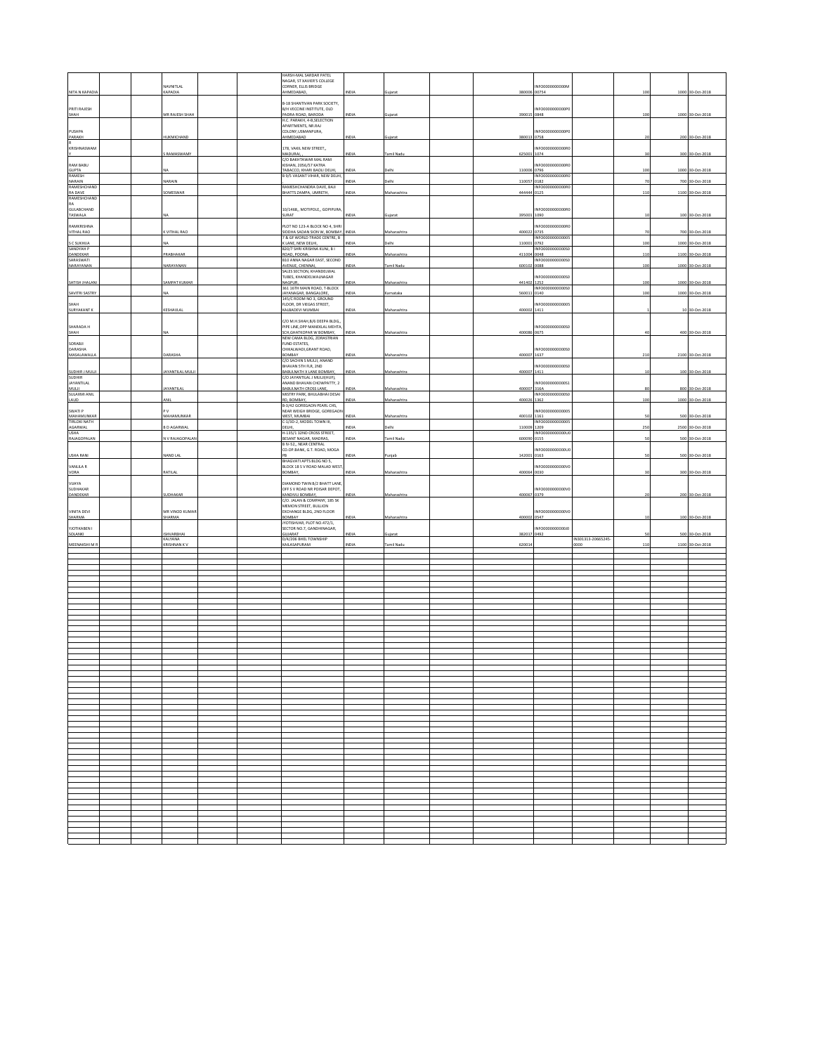| | | | | | | | | | | | | | | |
|---|---|---|---|---|---|---|---|---|---|---|---|---|---|---|
| NITA N KAPADIA | | NAVNITLAL KAPADIA | | | HARSH-MAL SARDAR PATEL NAGAR, ST XAVIER'S COLLEGE CORNER, ELLIS BRIDGE AHMEDABAD, | INDIA | Gujarat | | 380006 | INFO000000000M 00754 | | 100 | 1000 | 30-Oct-2018 |
| PRITI RAJESH SHAH | | MR RAJESH SHAH | | | B-18 SHANTIVAN PARK SOCIETY, B/H VICCINE INSTITUTE, OLD PADRA ROAD, BARODA | INDIA | Gujarat | | 390015 | INFO000000000P0 0848 | | 100 | 1000 | 30-Oct-2018 |
| PUSHPA PARAKH | | HUKMICHAND | | | H.C. PARAKH, 4-B,SELECTION APARTMENTS, NR.RAJ COLONY,USMANPURA, AHMEDABAD | INDIA | Gujarat | | 380013 | INFO000000000P0 0758 | | 20 | 200 | 30-Oct-2018 |
| R KRISHNASWAMY | | S RAMASWAMY | | | 178, VAKIL NEW STREET,, MADURAI, , | INDIA | Tamil Nadu | | 625001 | INFO000000000R0 1074 | | 30 | 300 | 30-Oct-2018 |
| RAM BABU GUPTA | | NA | | | C/O BAKHTAWAR MAL RAM KISHAN, 2056/57 KATRA TABACCO, KHARI BAOLI DELHI, | INDIA | Delhi | | 110006 | INFO000000000R0 0796 | | 100 | 1000 | 30-Oct-2018 |
| RAMESH NARAIN | | NARAIN | | | B 9/5 VASANT VIHAR, NEW DELHI, | INDIA | Delhi | | 110057 | INFO000000000R0 0182 | | 70 | 700 | 30-Oct-2018 |
| RAMESHCHAND RA DAVE | | SOMESWAR | | | RAMESHCHANDRA DAVE, BAJI BHATTS ZAMPA, UMRETH, | INDIA | Maharashtra | | 444444 | INFO000000000R0 0125 | | 110 | 1100 | 30-Oct-2018 |
| RAMESHCHAND RA GULABCHAND TASWALA | | NA | | | 10/1468,, MOTIPOLE,, GOPIPURA, SURAT | INDIA | Gujarat | | 395001 | INFO000000000R0 1090 | | 10 | 100 | 30-Oct-2018 |
| RAMKRISHNA VITHAL RAO | | K VITHAL RAO | | | PLOT NO 123-A BLOCK NO 4, SHRI SIDDHA SADAN SION W, BOMBAY, | INDIA | Maharashtra | | 400022 | INFO000000000R0 0735 | | 70 | 700 | 30-Oct-2018 |
| S C SUKHIJA | | NA | | | T & GF WORLD TRADE CENTRE, B K LANE, NEW DELHI, | INDIA | Delhi | | 110001 | INFO000000000S 0792 | | 100 | 1000 | 30-Oct-2018 |
| SANDYAH P DANDEKAR | | PRABHAKAR | | | 820/7 SHRI KRISHNA KUNJ, B I ROAD, POONA, | INDIA | Maharashtra | | 411004 | INFO000000000S0 0048 | | 110 | 1100 | 30-Oct-2018 |
| SARASWATI NARAYANAN | | NARAYANAN | | | B10 ANNA NAGAR EAST, SECOND AVENUE, CHENNAI | INDIA | Tamil Nadu | | 600102 | INFO000000000S0 0088 | | 100 | 1000 | 30-Oct-2018 |
| SATISH JHALANI | | SAMPAT KUMAR | | | SALES SECTION, KHANDELWAL TUBES, KHANDELWALNAGAR NAGPUR, | INDIA | Maharashtra | | 441402 | INFO000000000S0 1252 | | 100 | 1000 | 30-Oct-2018 |
| SAVITRI SASTRY | | NA | | | 361 16TH MAIN ROAD, T-BLOCK JAYANAGAR, BANGALORE, | INDIA | Karnataka | | 560011 | INFO000000000S0 0140 | | 100 | 1000 | 30-Oct-2018 |
| SHAH SURYAKANT K | | KESHAVLAL | | | 145/C ROOM NO 3, GROUND FLOOR, DR VIEGAS STREET, KALBADEVI MUMBAI | INDIA | Maharashtra | | 400002 | INFO000000000S 1411 | | 1 | 10 | 30-Oct-2018 |
| SHARADA H SHAH | | NA | | | C/O M.H.SHAH,B/6 DEEPA BLDG,, PIPE LINE,OPP MANEKLAL MEHTA, SCH,GHATKOPAR W BOMBAY, | INDIA | Maharashtra | | 400086 | INFO000000000S0 0675 | | 40 | 400 | 30-Oct-2018 |
| SORABJI DARASHA MASALAWALLA | | DARASHA | | | NEW CAMA BLDG, ZORASTRIAN FUND ESTATES, CHIKALWADI,GRANT ROAD, BOMBAY | INDIA | Maharashtra | | 400007 | INFO000000000S0 1637 | | 210 | 2100 | 30-Oct-2018 |
| SUDHIR J MULJI | | JAYANTILAL MULJI | | | C/O SACHIN S MULJI, ANAND BHAVAN 5TH FLR, 2ND BABULNATH X LANE BOMBAY, | INDIA | Maharashtra | | 400007 | INFO000000000S0 1411 | | 10 | 100 | 30-Oct-2018 |
| SUDHIR JAYANTILAL MULJI | | JAYANTILAL | | | C/O JAYANTILAL J MULJI(HUF), ANAND BHAVAN CHOWPATTY, 2 BABULNATH CROSS LANE, | INDIA | Maharashtra | | 400007 | INFO000000000S1 316A | | 80 | 800 | 30-Oct-2018 |
| SULAXMI ANIL LAUD | | ANIL | | | MISTRY PARK, BHULABHAI DESAI RD, BOMBAY, | INDIA | Maharashtra | | 400026 | INFO000000000S0 1362 | | 100 | 1000 | 30-Oct-2018 |
| SWATI P MAHAMUNKAR | | P V MAHAMUNKAR | | | B-3/42 GOREGAON PEARL CHS, NEAR WEIGH BRIDGE, GOREGAON WEST, MUMBAI | INDIA | Maharashtra | | 400102 | INFO000000000S 1161 | | 50 | 500 | 30-Oct-2018 |
| TIRLOKI NATH AGARWAL | | B D AGARWAL | | | C-1/3D-2, MODEL TOWN III, DELHI, | INDIA | Delhi | | 110009 | INFO000000000T 1209 | | 250 | 2500 | 30-Oct-2018 |
| USHA RAJAGOPALAN | | N V RAJAGOPALAN | | | H-135/1 32ND CROSS STREET, BESANT NAGAR, MADRAS, | INDIA | Tamil Nadu | | 600090 | INFO000000000U0 0155 | | 50 | 500 | 30-Oct-2018 |
| USHA RANI | | NAND LAL | | | B IV-52,, NEAR CENTRAL CO.OP.BANK, G.T. ROAD, MOGA PB | INDIA | Punjab | | 142001 | INFO000000000U0 0163 | | 50 | 500 | 30-Oct-2018 |
| VANLILA R VORA | | RATILAL | | | BHAGVATI APTS BLDG NO 5, BLOCK 18 S V ROAD MALAD WEST, BOMBAY, | INDIA | Maharashtra | | 400064 | INFO000000000V0 0030 | | 30 | 300 | 30-Oct-2018 |
| VIJAYA SUDHAKAR DANDEKAR | | SUDHAKAR | | | DIAMOND TWIN B/2 BHATT LANE, OFF S V ROAD NR POISAR DEPOT, KANDIVLI BOMBAY, | INDIA | Maharashtra | | 400067 | INFO000000000V0 0379 | | 20 | 200 | 30-Oct-2018 |
| VINITA DEVI SHARMA | | MR VINOD KUMAR SHARMA | | | C/O. JALAN & COMPANY, 185 SK MEMON STREET, BULLION EXCHANGE BLDG, 2ND FLOOR BOMBAY | INDIA | Maharashtra | | 400002 | INFO000000000V0 0547 | | 10 | 100 | 30-Oct-2018 |
| YJOTIKABEN I SOLANKI | | ISHVARBHAI | | | JYOTISHVAR, PLOT NO.472/1, SECTOR NO.7, GANDHINAGAR, GUJARAT | INDIA | Gujarat | | 382007 | INFO000000000J0 0492 | | 50 | 500 | 30-Oct-2018 |
| MEENAKSHI M R | | KALYANA KRISHNAN K V | | | D/4/206 BHEL TOWNSHIP KAILASAPURAM | INDIA | Tamil Nadu | | 620014 | | IN301313-20665245-0000 | 110 | 1100 | 30-Oct-2018 |